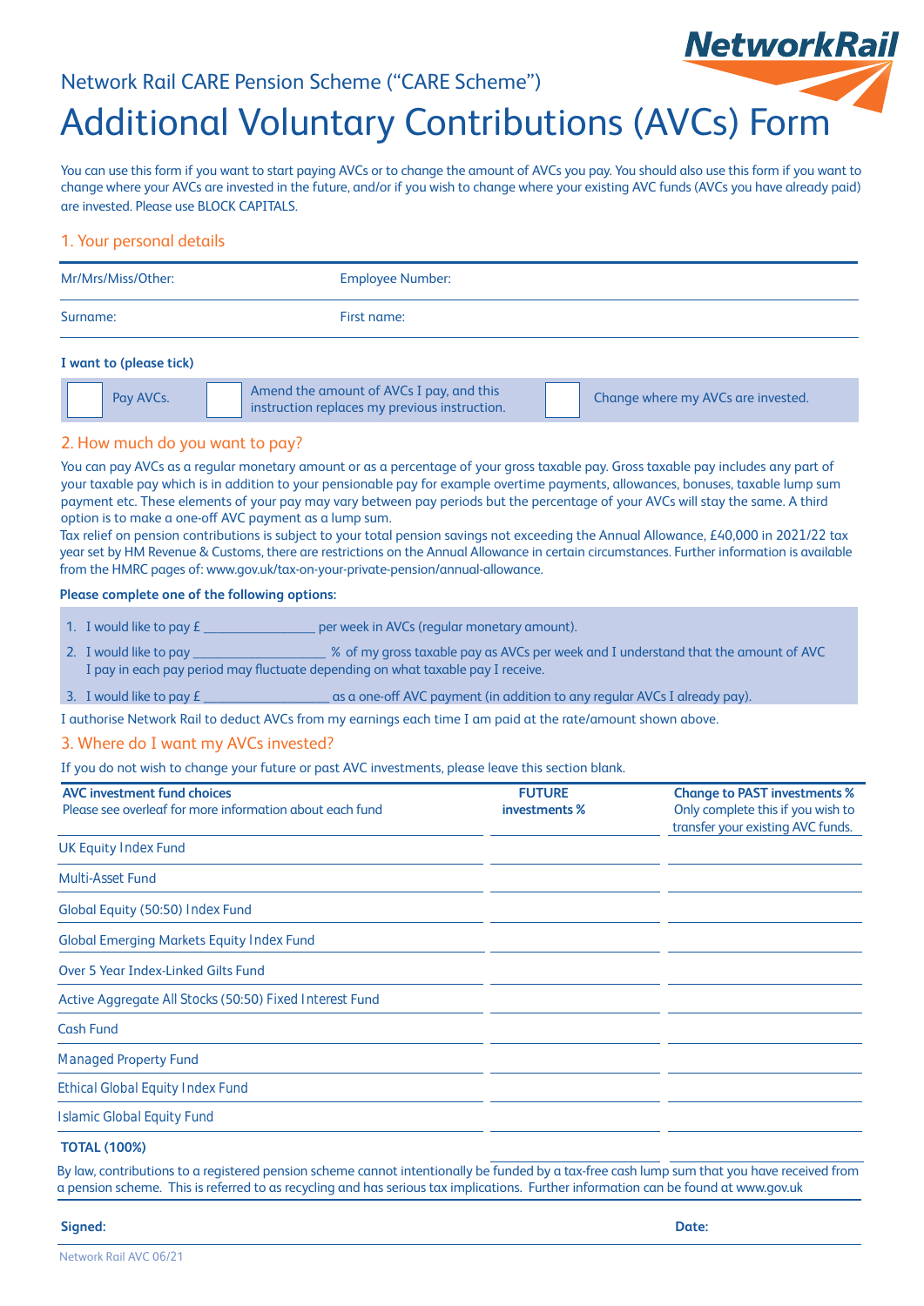Network Rail CARE Pension Scheme ("CARE Scheme")

# Additional Voluntary Contributions (AVCs) Form

You can use this form if you want to start paying AVCs or to change the amount of AVCs you pay. You should also use this form if you want to change where your AVCs are invested in the future, and/or if you wish to change where your existing AVC funds (AVCs you have already paid) are invested. Please use BLOCK CAPITALS.

## 1. Your personal details

| | |
|---|---|
| Mr/Mrs/Miss/Other: | Employee Number: |
| Surname: | First name: |

**I want to (please tick)**

- ☐ Pay AVCs.
- ☐ Amend the amount of AVCs I pay, and this instruction replaces my previous instruction.
- ☐ Change where my AVCs are invested.

## 2. How much do you want to pay?

You can pay AVCs as a regular monetary amount or as a percentage of your gross taxable pay. Gross taxable pay includes any part of your taxable pay which is in addition to your pensionable pay for example overtime payments, allowances, bonuses, taxable lump sum payment etc. These elements of your pay may vary between pay periods but the percentage of your AVCs will stay the same. A third option is to make a one-off AVC payment as a lump sum.

Tax relief on pension contributions is subject to your total pension savings not exceeding the Annual Allowance, £40,000 in 2021/22 tax year set by HM Revenue & Customs, there are restrictions on the Annual Allowance in certain circumstances. Further information is available from the HMRC pages of: www.gov.uk/tax-on-your-private-pension/annual-allowance.

**Please complete one of the following options:**

1. I would like to pay £ _______________ per week in AVCs (regular monetary amount).
2. I would like to pay _________________ % of my gross taxable pay as AVCs per week and I understand that the amount of AVC I pay in each pay period may fluctuate depending on what taxable pay I receive.
3. I would like to pay £ _________________ as a one-off AVC payment (in addition to any regular AVCs I already pay).

I authorise Network Rail to deduct AVCs from my earnings each time I am paid at the rate/amount shown above.

## 3. Where do I want my AVCs invested?

If you do not wish to change your future or past AVC investments, please leave this section blank.

| **AVC investment fund choices** Please see overleaf for more information about each fund | **FUTURE investments %** | **Change to PAST investments %** Only complete this if you wish to transfer your existing AVC funds. |
|---|---|---|
| UK Equity Index Fund | | |
| Multi-Asset Fund | | |
| Global Equity (50:50) Index Fund | | |
| Global Emerging Markets Equity Index Fund | | |
| Over 5 Year Index-Linked Gilts Fund | | |
| Active Aggregate All Stocks (50:50) Fixed Interest Fund | | |
| Cash Fund | | |
| Managed Property Fund | | |
| Ethical Global Equity Index Fund | | |
| Islamic Global Equity Fund | | |
| **TOTAL (100%)** | | |

By law, contributions to a registered pension scheme cannot intentionally be funded by a tax-free cash lump sum that you have received from a pension scheme. This is referred to as recycling and has serious tax implications. Further information can be found at www.gov.uk

**Signed:** **Date:**

Network Rail AVC 06/21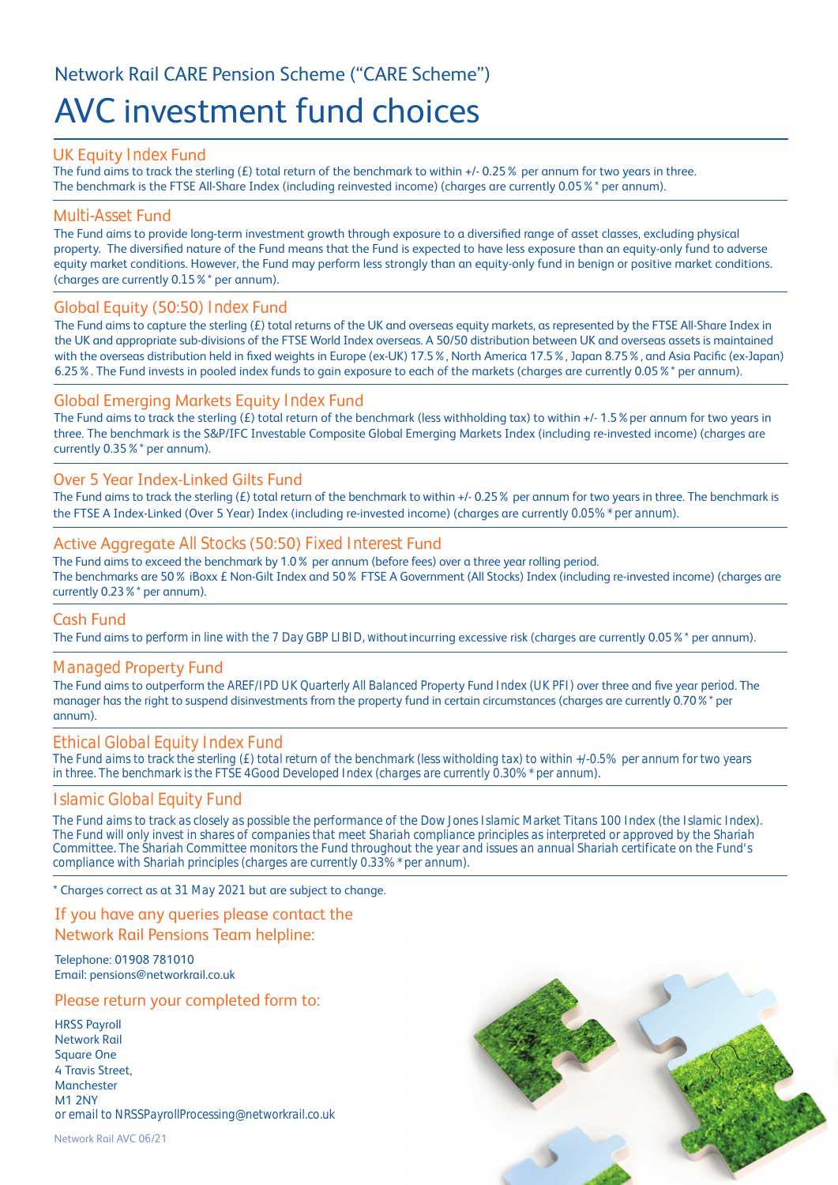Network Rail CARE Pension Scheme (“CARE Scheme”)

# AVC investment fund choices

## UK Equity Index Fund

The fund aims to track the sterling (£) total return of the benchmark to within +/- 0.25 % per annum for two years in three. The benchmark is the FTSE All-Share Index (including reinvested income) (charges are currently 0.05 % * per annum).

## Multi-Asset Fund

The Fund aims to provide long-term investment growth through exposure to a diversified range of asset classes, excluding physical property. The diversified nature of the Fund means that the Fund is expected to have less exposure than an equity-only fund to adverse equity market conditions. However, the Fund may perform less strongly than an equity-only fund in benign or positive market conditions. (charges are currently 0.15 % * per annum).

## Global Equity (50:50) Index Fund

The Fund aims to capture the sterling (£) total returns of the UK and overseas equity markets, as represented by the FTSE All-Share Index in the UK and appropriate sub-divisions of the FTSE World Index overseas. A 50/50 distribution between UK and overseas assets is maintained with the overseas distribution held in fixed weights in Europe (ex-UK) 17.5 %, North America 17.5 %, Japan 8.75 %, and Asia Pacific (ex-Japan) 6.25 %. The Fund invests in pooled index funds to gain exposure to each of the markets (charges are currently 0.05 % * per annum).

## Global Emerging Markets Equity Index Fund

The Fund aims to track the sterling (£) total return of the benchmark (less withholding tax) to within +/- 1.5 % per annum for two years in three. The benchmark is the S&P/IFC Investable Composite Global Emerging Markets Index (including re-invested income) (charges are currently 0.35 % * per annum).

## Over 5 Year Index-Linked Gilts Fund

The Fund aims to track the sterling (£) total return of the benchmark to within +/- 0.25 % per annum for two years in three. The benchmark is the FTSE A Index-Linked (Over 5 Year) Index (including re-invested income) (charges are currently 0.05% * per annum).

## Active Aggregate All Stocks (50:50) Fixed Interest Fund

The Fund aims to exceed the benchmark by 1.0 % per annum (before fees) over a three year rolling period. The benchmarks are 50 % iBoxx £ Non-Gilt Index and 50 % FTSE A Government (All Stocks) Index (including re-invested income) (charges are currently 0.23 % * per annum).

## Cash Fund

The Fund aims to perform in line with the 7 Day GBP LIBID, without incurring excessive risk (charges are currently 0.05 % * per annum).

## Managed Property Fund

The Fund aims to outperform the AREF/IPD UK Quarterly All Balanced Property Fund Index (UK PFI) over three and five year period. The manager has the right to suspend disinvestments from the property fund in certain circumstances (charges are currently 0.70 % * per annum).

## Ethical Global Equity Index Fund

The Fund aims to track the sterling (£) total return of the benchmark (less witholding tax) to within +/-0.5% per annum for two years in three. The benchmark is the FTSE 4Good Developed Index (charges are currently 0.30% * per annum).

## Islamic Global Equity Fund

The Fund aims to track as closely as possible the performance of the Dow Jones Islamic Market Titans 100 Index (the Islamic Index). The Fund will only invest in shares of companies that meet Shariah compliance principles as interpreted or approved by the Shariah Committee. The Shariah Committee monitors the Fund throughout the year and issues an annual Shariah certificate on the Fund's compliance with Shariah principles (charges are currently 0.33% * per annum).

* Charges correct as at 31 May 2021 but are subject to change.

## If you have any queries please contact the Network Rail Pensions Team helpline:

Telephone: 01908 781010
Email: pensions@networkrail.co.uk

## Please return your completed form to:

HRSS Payroll
Network Rail
Square One
4 Travis Street,
Manchester
M1 2NY
or email to NRSSPayrollProcessing@networkrail.co.uk

Network Rail AVC 06/21